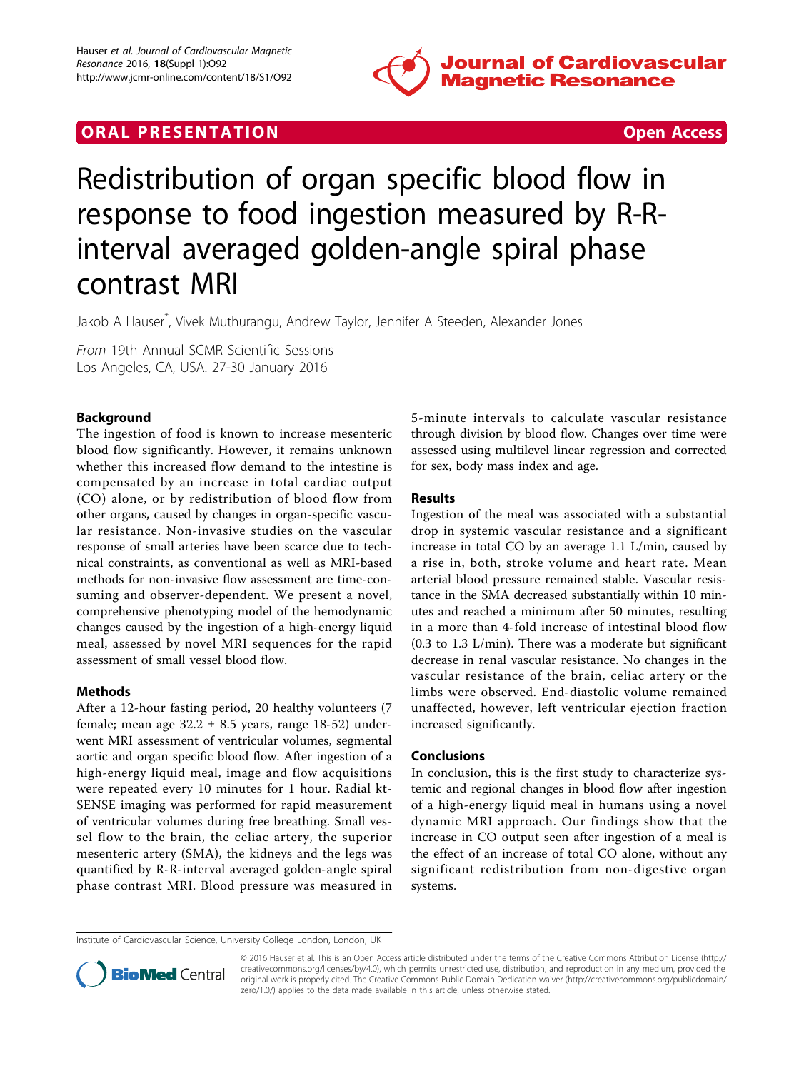ORAL PRESENTATION Open Access

# Redistribution of organ specific blood flow in response to food ingestion measured by R-R-interval averaged golden-angle spiral phase contrast MRI

Jakob A Hauser*, Vivek Muthurangu, Andrew Taylor, Jennifer A Steeden, Alexander Jones

*From* 19th Annual SCMR Scientific Sessions
Los Angeles, CA, USA. 27-30 January 2016

## Background

The ingestion of food is known to increase mesenteric blood flow significantly. However, it remains unknown whether this increased flow demand to the intestine is compensated by an increase in total cardiac output (CO) alone, or by redistribution of blood flow from other organs, caused by changes in organ-specific vascular resistance. Non-invasive studies on the vascular response of small arteries have been scarce due to technical constraints, as conventional as well as MRI-based methods for non-invasive flow assessment are time-consuming and observer-dependent. We present a novel, comprehensive phenotyping model of the hemodynamic changes caused by the ingestion of a high-energy liquid meal, assessed by novel MRI sequences for the rapid assessment of small vessel blood flow.

## Methods

After a 12-hour fasting period, 20 healthy volunteers (7 female; mean age 32.2 ± 8.5 years, range 18-52) underwent MRI assessment of ventricular volumes, segmental aortic and organ specific blood flow. After ingestion of a high-energy liquid meal, image and flow acquisitions were repeated every 10 minutes for 1 hour. Radial kt-SENSE imaging was performed for rapid measurement of ventricular volumes during free breathing. Small vessel flow to the brain, the celiac artery, the superior mesenteric artery (SMA), the kidneys and the legs was quantified by R-R-interval averaged golden-angle spiral phase contrast MRI. Blood pressure was measured in 5-minute intervals to calculate vascular resistance through division by blood flow. Changes over time were assessed using multilevel linear regression and corrected for sex, body mass index and age.

## Results

Ingestion of the meal was associated with a substantial drop in systemic vascular resistance and a significant increase in total CO by an average 1.1 L/min, caused by a rise in, both, stroke volume and heart rate. Mean arterial blood pressure remained stable. Vascular resistance in the SMA decreased substantially within 10 minutes and reached a minimum after 50 minutes, resulting in a more than 4-fold increase of intestinal blood flow (0.3 to 1.3 L/min). There was a moderate but significant decrease in renal vascular resistance. No changes in the vascular resistance of the brain, celiac artery or the limbs were observed. End-diastolic volume remained unaffected, however, left ventricular ejection fraction increased significantly.

## Conclusions

In conclusion, this is the first study to characterize systemic and regional changes in blood flow after ingestion of a high-energy liquid meal in humans using a novel dynamic MRI approach. Our findings show that the increase in CO output seen after ingestion of a meal is the effect of an increase of total CO alone, without any significant redistribution from non-digestive organ systems.

Institute of Cardiovascular Science, University College London, London, UK

© 2016 Hauser et al. This is an Open Access article distributed under the terms of the Creative Commons Attribution License (http://creativecommons.org/licenses/by/4.0), which permits unrestricted use, distribution, and reproduction in any medium, provided the original work is properly cited. The Creative Commons Public Domain Dedication waiver (http://creativecommons.org/publicdomain/zero/1.0/) applies to the data made available in this article, unless otherwise stated.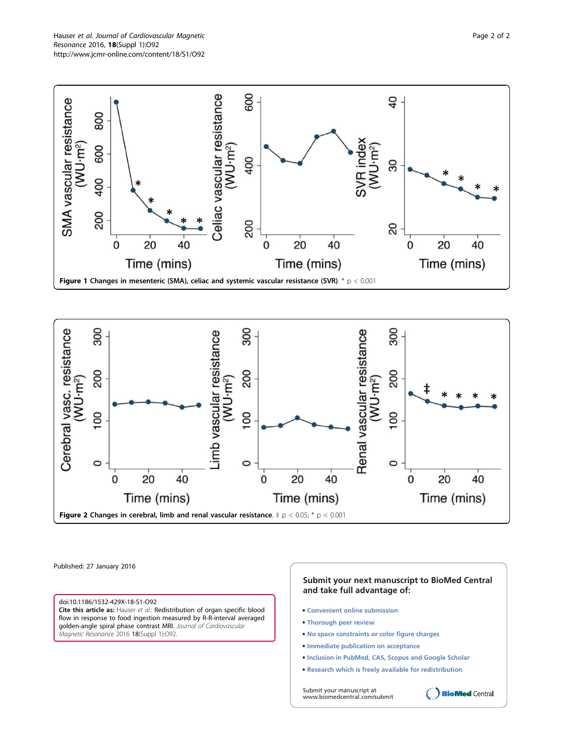SMA vascular resistance (WU·m²)

800

600

400

200

0 20 40

Time (mins)

*

*

*

*

*

Celiac vascular resistance (WU·m²)

600

400

200

0 20 40

Time (mins)

SVR index (WU·m²)

40

30

20

0 20 40

Time (mins)

*

*

*

*

**Figure 1 Changes in mesenteric (SMA), celiac and systemic vascular resistance (SVR).** * $p < 0.001$

Cerebral vasc. resistance (WU·m²)

300

200

100

0

0 20 40

Time (mins)

Limb vascular resistance (WU·m²)

300

200

100

0

0 20 40

Time (mins)

Renal vascular resistance (WU·m²)

300

200

100

0

0 20 40

Time (mins)

‡

*

*

*

*

**Figure 2 Changes in cerebral, limb and renal vascular resistance.** ‡ $p < 0.05$; * $p < 0.001$

Published: 27 January 2016

doi:10.1186/1532-429X-18-S1-O92

**Cite this article as:** Hauser *et al.*: Redistribution of organ specific blood flow in response to food ingestion measured by R-R-interval averaged golden-angle spiral phase contrast MRI. *Journal of Cardiovascular Magnetic Resonance* 2016 **18**(Suppl 1):O92.

**Submit your next manuscript to BioMed Central and take full advantage of:**

- Convenient online submission
- Thorough peer review
- No space constraints or color figure charges
- Immediate publication on acceptance
- Inclusion in PubMed, CAS, Scopus and Google Scholar
- Research which is freely available for redistribution

Submit your manuscript at
www.biomedcentral.com/submit

BioMed Central